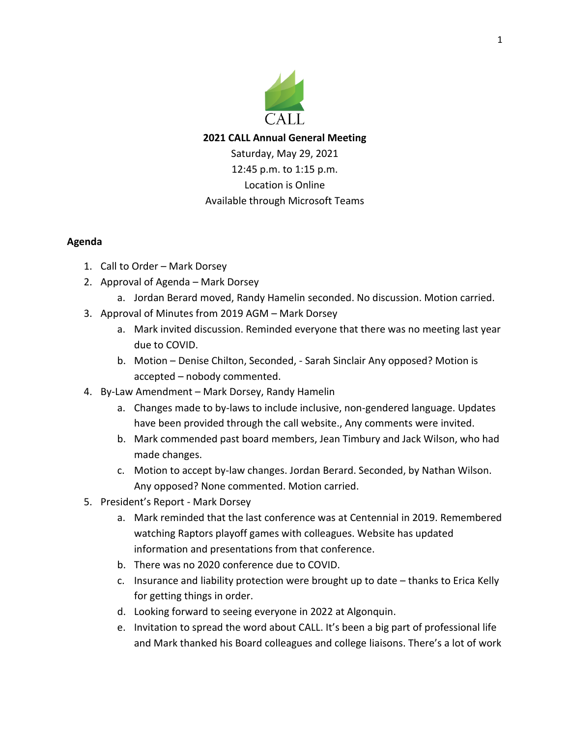CALL

**2021 CALL Annual General Meeting**

Saturday, May 29, 2021

12:45 p.m. to 1:15 p.m.

Location is Online

Available through Microsoft Teams

**Agenda**

1. Call to Order – Mark Dorsey
2. Approval of Agenda – Mark Dorsey
   a. Jordan Berard moved, Randy Hamelin seconded. No discussion. Motion carried.
3. Approval of Minutes from 2019 AGM – Mark Dorsey
   a. Mark invited discussion. Reminded everyone that there was no meeting last year due to COVID.
   b. Motion – Denise Chilton, Seconded, - Sarah Sinclair Any opposed? Motion is accepted – nobody commented.
4. By-Law Amendment – Mark Dorsey, Randy Hamelin
   a. Changes made to by-laws to include inclusive, non-gendered language. Updates have been provided through the call website., Any comments were invited.
   b. Mark commended past board members, Jean Timbury and Jack Wilson, who had made changes.
   c. Motion to accept by-law changes. Jordan Berard. Seconded, by Nathan Wilson. Any opposed? None commented. Motion carried.
5. President's Report - Mark Dorsey
   a. Mark reminded that the last conference was at Centennial in 2019. Remembered watching Raptors playoff games with colleagues. Website has updated information and presentations from that conference.
   b. There was no 2020 conference due to COVID.
   c. Insurance and liability protection were brought up to date – thanks to Erica Kelly for getting things in order.
   d. Looking forward to seeing everyone in 2022 at Algonquin.
   e. Invitation to spread the word about CALL. It's been a big part of professional life and Mark thanked his Board colleagues and college liaisons. There's a lot of work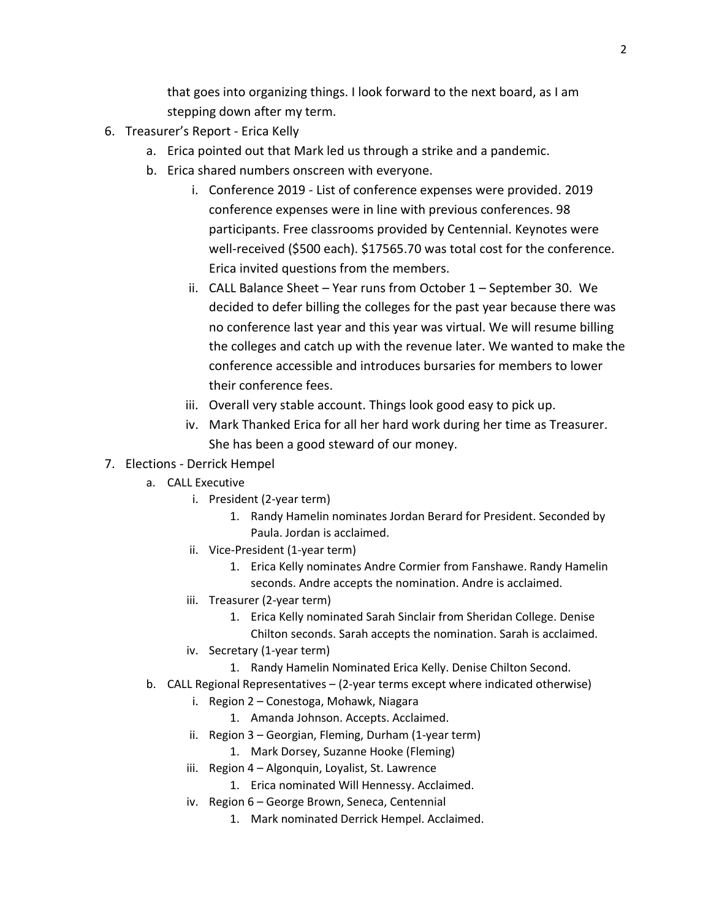that goes into organizing things. I look forward to the next board, as I am stepping down after my term.

6. Treasurer's Report - Erica Kelly
   a. Erica pointed out that Mark led us through a strike and a pandemic.
   b. Erica shared numbers onscreen with everyone.
      i. Conference 2019 - List of conference expenses were provided. 2019 conference expenses were in line with previous conferences. 98 participants. Free classrooms provided by Centennial. Keynotes were well-received ($500 each). $17565.70 was total cost for the conference. Erica invited questions from the members.
      ii. CALL Balance Sheet – Year runs from October 1 – September 30. We decided to defer billing the colleges for the past year because there was no conference last year and this year was virtual. We will resume billing the colleges and catch up with the revenue later. We wanted to make the conference accessible and introduces bursaries for members to lower their conference fees.
      iii. Overall very stable account. Things look good easy to pick up.
      iv. Mark Thanked Erica for all her hard work during her time as Treasurer. She has been a good steward of our money.
7. Elections - Derrick Hempel
   a. CALL Executive
      i. President (2-year term)
         1. Randy Hamelin nominates Jordan Berard for President. Seconded by Paula. Jordan is acclaimed.
      ii. Vice-President (1-year term)
         1. Erica Kelly nominates Andre Cormier from Fanshawe. Randy Hamelin seconds. Andre accepts the nomination. Andre is acclaimed.
      iii. Treasurer (2-year term)
         1. Erica Kelly nominated Sarah Sinclair from Sheridan College. Denise Chilton seconds. Sarah accepts the nomination. Sarah is acclaimed.
      iv. Secretary (1-year term)
         1. Randy Hamelin Nominated Erica Kelly. Denise Chilton Second.
   b. CALL Regional Representatives – (2-year terms except where indicated otherwise)
      i. Region 2 – Conestoga, Mohawk, Niagara
         1. Amanda Johnson. Accepts. Acclaimed.
      ii. Region 3 – Georgian, Fleming, Durham (1-year term)
         1. Mark Dorsey, Suzanne Hooke (Fleming)
      iii. Region 4 – Algonquin, Loyalist, St. Lawrence
         1. Erica nominated Will Hennessy. Acclaimed.
      iv. Region 6 – George Brown, Seneca, Centennial
         1. Mark nominated Derrick Hempel. Acclaimed.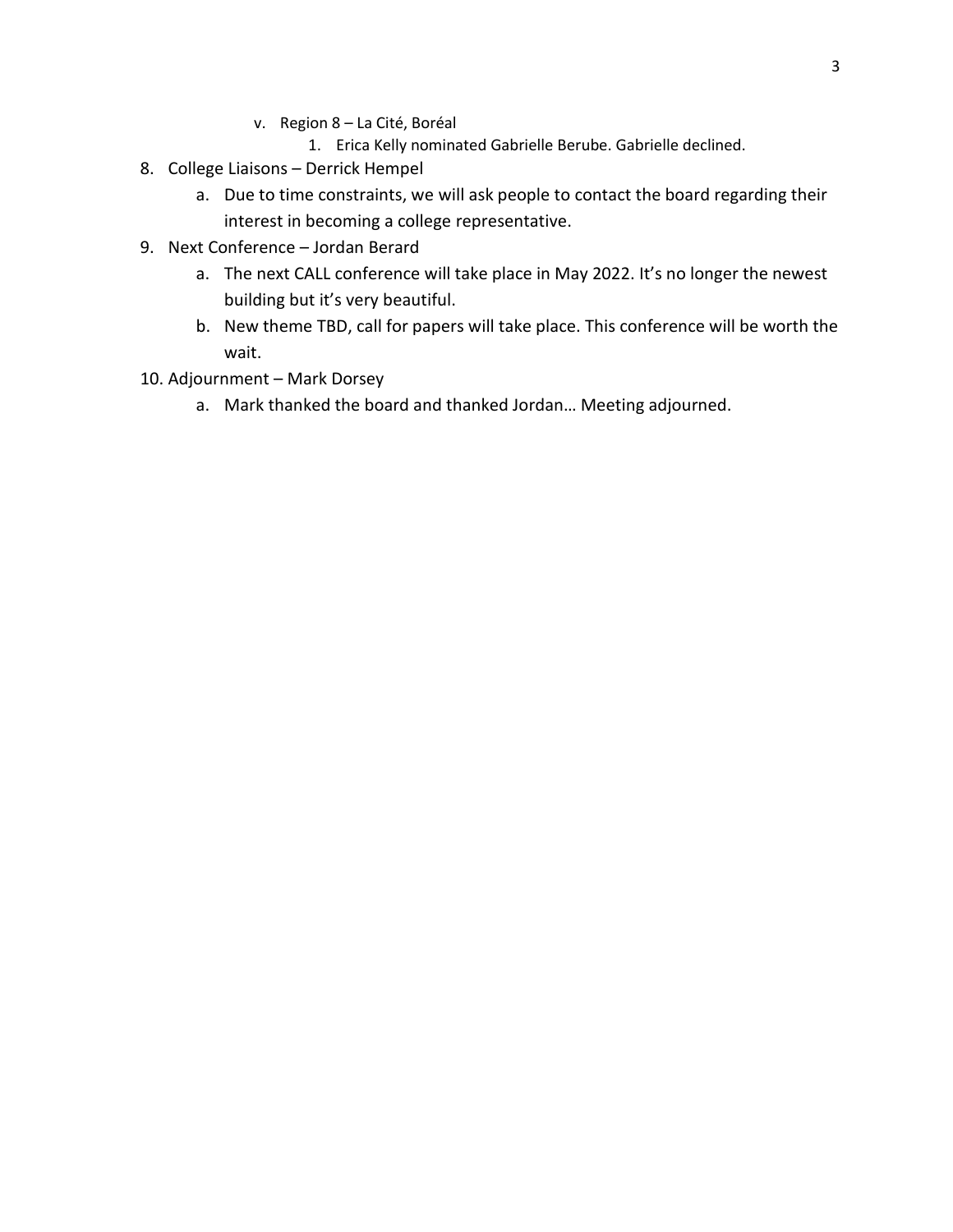v. Region 8 – La Cité, Boréal
   1. Erica Kelly nominated Gabrielle Berube. Gabrielle declined.

8. College Liaisons – Derrick Hempel
   a. Due to time constraints, we will ask people to contact the board regarding their interest in becoming a college representative.
9. Next Conference – Jordan Berard
   a. The next CALL conference will take place in May 2022. It's no longer the newest building but it's very beautiful.
   b. New theme TBD, call for papers will take place. This conference will be worth the wait.
10. Adjournment – Mark Dorsey
    a. Mark thanked the board and thanked Jordan… Meeting adjourned.